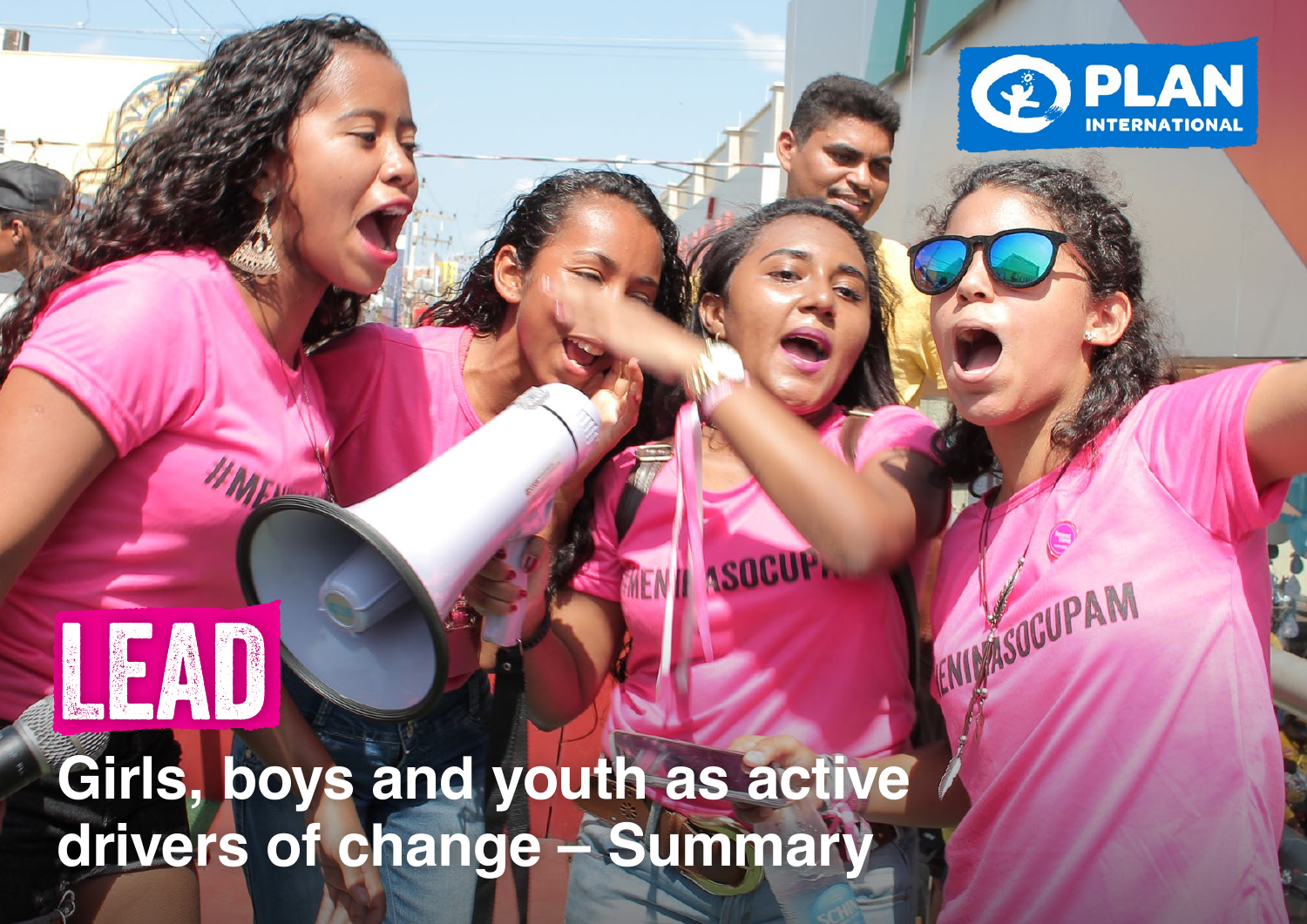PLAN INTERNATIONAL

# LEAD

## Girls, boys and youth as active drivers of change – Summary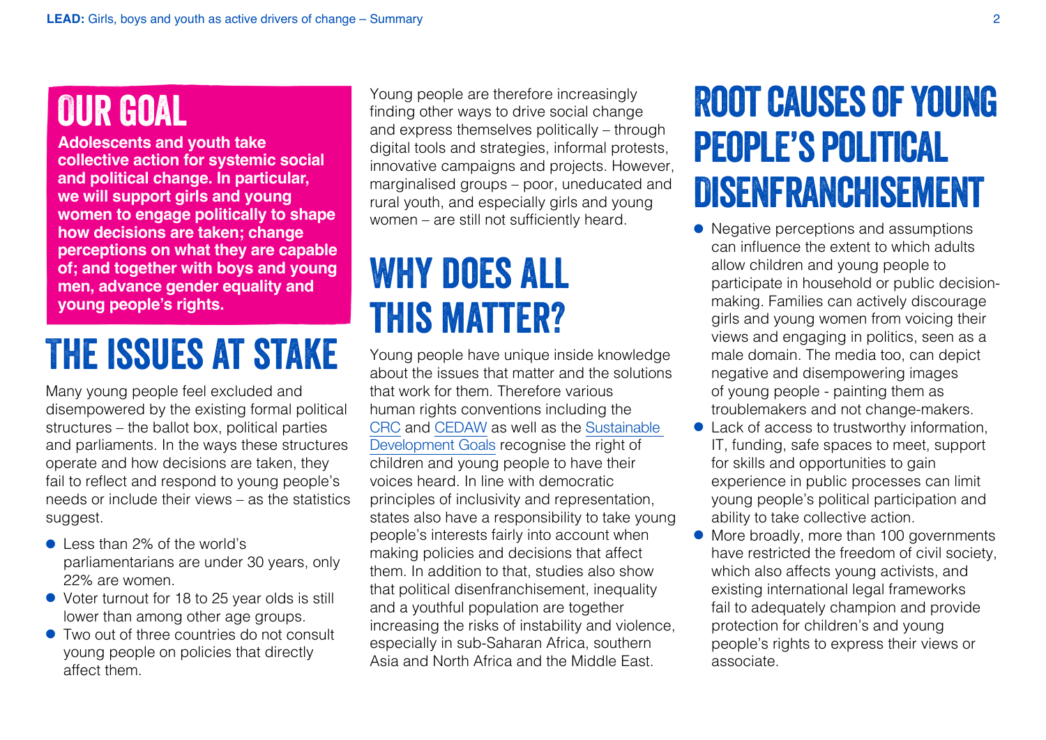## OUR GOAL

**Adolescents and youth take collective action for systemic social and political change. In particular, we will support girls and young women to engage politically to shape how decisions are taken; change perceptions on what they are capable of; and together with boys and young men, advance gender equality and young people's rights.**

## THE ISSUES AT STAKE

Many young people feel excluded and disempowered by the existing formal political structures – the ballot box, political parties and parliaments. In the ways these structures operate and how decisions are taken, they fail to reflect and respond to young people's needs or include their views – as the statistics suggest.

- Less than 2% of the world's parliamentarians are under 30 years, only 22% are women.
- Voter turnout for 18 to 25 year olds is still lower than among other age groups.
- Two out of three countries do not consult young people on policies that directly affect them.

Young people are therefore increasingly finding other ways to drive social change and express themselves politically – through digital tools and strategies, informal protests, innovative campaigns and projects. However, marginalised groups – poor, uneducated and rural youth, and especially girls and young women – are still not sufficiently heard.

## WHY DOES ALL THIS MATTER?

Young people have unique inside knowledge about the issues that matter and the solutions that work for them. Therefore various human rights conventions including the CRC and CEDAW as well as the Sustainable Development Goals recognise the right of children and young people to have their voices heard. In line with democratic principles of inclusivity and representation, states also have a responsibility to take young people's interests fairly into account when making policies and decisions that affect them. In addition to that, studies also show that political disenfranchisement, inequality and a youthful population are together increasing the risks of instability and violence, especially in sub-Saharan Africa, southern Asia and North Africa and the Middle East.

## ROOT CAUSES OF YOUNG PEOPLE'S POLITICAL DISENFRANCHISEMENT

- Negative perceptions and assumptions can influence the extent to which adults allow children and young people to participate in household or public decision-making. Families can actively discourage girls and young women from voicing their views and engaging in politics, seen as a male domain. The media too, can depict negative and disempowering images of young people - painting them as troublemakers and not change-makers.
- Lack of access to trustworthy information, IT, funding, safe spaces to meet, support for skills and opportunities to gain experience in public processes can limit young people's political participation and ability to take collective action.
- More broadly, more than 100 governments have restricted the freedom of civil society, which also affects young activists, and existing international legal frameworks fail to adequately champion and provide protection for children's and young people's rights to express their views or associate.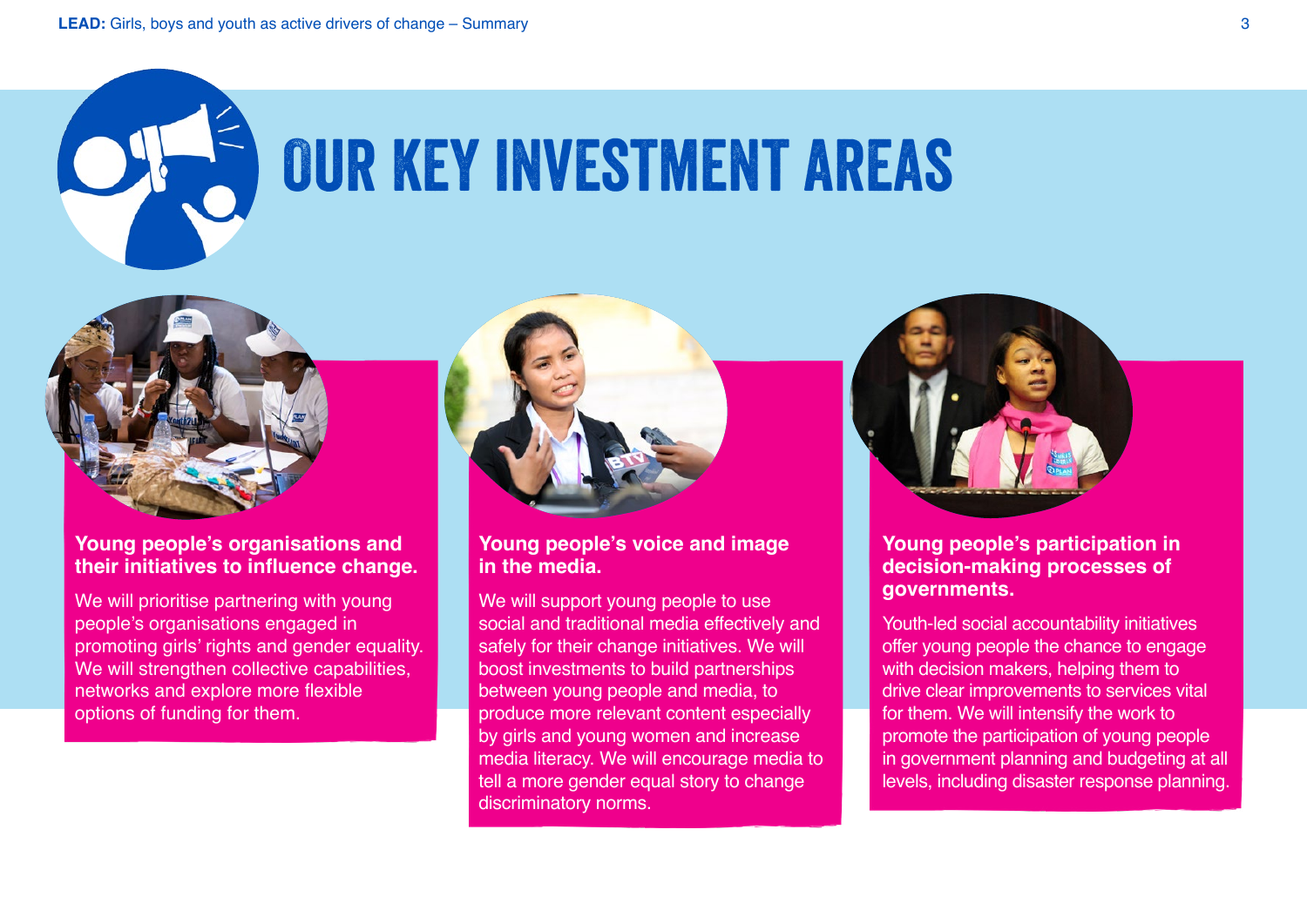# OUR KEY INVESTMENT AREAS

### Young people's organisations and their initiatives to influence change.

We will prioritise partnering with young people's organisations engaged in promoting girls' rights and gender equality. We will strengthen collective capabilities, networks and explore more flexible options of funding for them.

### Young people's voice and image in the media.

We will support young people to use social and traditional media effectively and safely for their change initiatives. We will boost investments to build partnerships between young people and media, to produce more relevant content especially by girls and young women and increase media literacy. We will encourage media to tell a more gender equal story to change discriminatory norms.

### Young people's participation in decision-making processes of governments.

Youth-led social accountability initiatives offer young people the chance to engage with decision makers, helping them to drive clear improvements to services vital for them. We will intensify the work to promote the participation of young people in government planning and budgeting at all levels, including disaster response planning.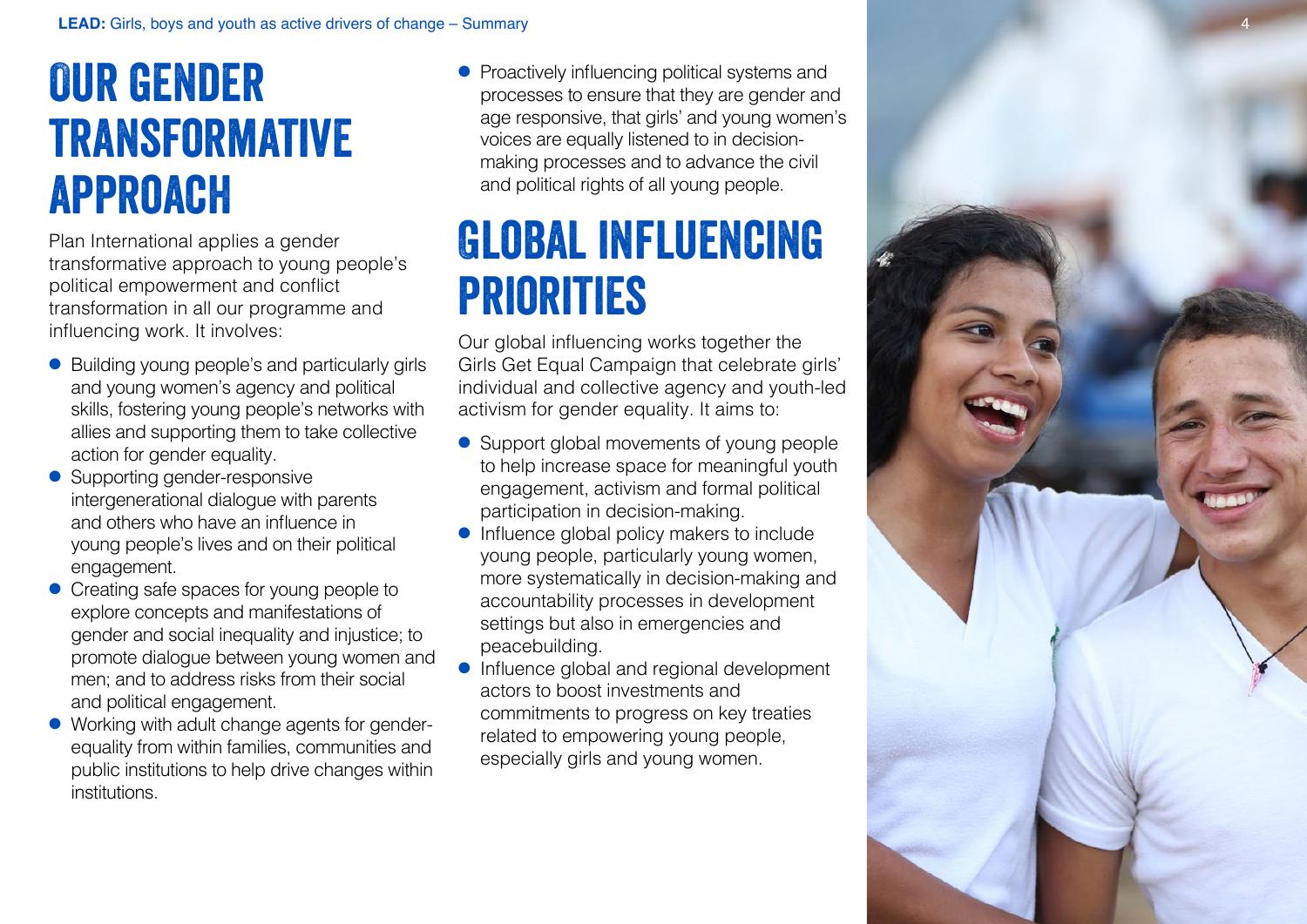# OUR GENDER TRANSFORMATIVE APPROACH

Plan International applies a gender transformative approach to young people's political empowerment and conflict transformation in all our programme and influencing work. It involves:

- Building young people's and particularly girls and young women's agency and political skills, fostering young people's networks with allies and supporting them to take collective action for gender equality.
- Supporting gender-responsive intergenerational dialogue with parents and others who have an influence in young people's lives and on their political engagement.
- Creating safe spaces for young people to explore concepts and manifestations of gender and social inequality and injustice; to promote dialogue between young women and men; and to address risks from their social and political engagement.
- Working with adult change agents for gender-equality from within families, communities and public institutions to help drive changes within institutions.
- Proactively influencing political systems and processes to ensure that they are gender and age responsive, that girls' and young women's voices are equally listened to in decision-making processes and to advance the civil and political rights of all young people.

# GLOBAL INFLUENCING PRIORITIES

Our global influencing works together the Girls Get Equal Campaign that celebrate girls' individual and collective agency and youth-led activism for gender equality. It aims to:

- Support global movements of young people to help increase space for meaningful youth engagement, activism and formal political participation in decision-making.
- Influence global policy makers to include young people, particularly young women, more systematically in decision-making and accountability processes in development settings but also in emergencies and peacebuilding.
- Influence global and regional development actors to boost investments and commitments to progress on key treaties related to empowering young people, especially girls and young women.